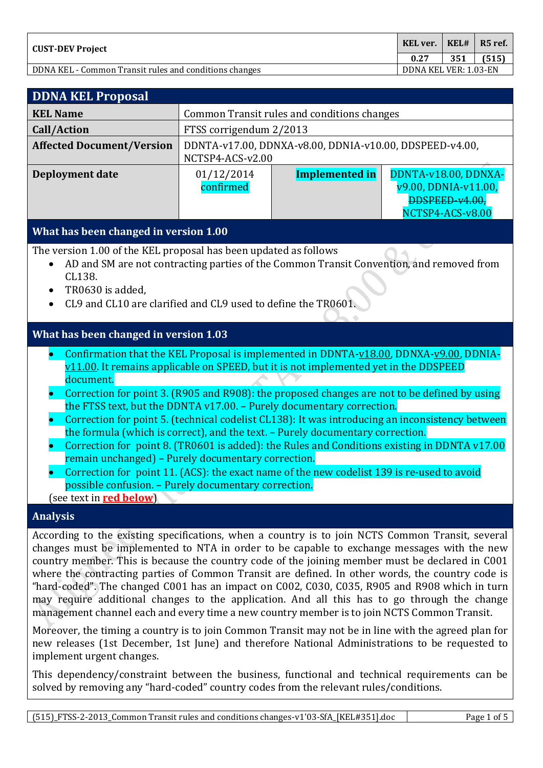## DDNA KEL Proposal

| | | | |
|---|---|---|---|
| **KEL Name** | Common Transit rules and conditions changes | | |
| **Call/Action** | FTSS corrigendum 2/2013 | | |
| **Affected Document/Version** | DDNTA-v17.00, DDNXA-v8.00, DDNIA-v10.00, DDSPEED-v4.00, NCTSP4-ACS-v2.00 | | |
| **Deployment date** | 01/12/2014 confirmed | **Implemented in** | DDNTA-v18.00, DDNXA-v9.00, DDNIA-v11.00, ~~DDSPEED-v4.00~~, NCTSP4-ACS-v8.00 |

### What has been changed in version 1.00

The version 1.00 of the KEL proposal has been updated as follows

- AD and SM are not contracting parties of the Common Transit Convention, and removed from CL138.
- TR0630 is added,
- CL9 and CL10 are clarified and CL9 used to define the TR0601.

### What has been changed in version 1.03

- Confirmation that the KEL Proposal is implemented in DDNTA-v18.00, DDNXA-v9.00, DDNIA-v11.00. It remains applicable on SPEED, but it is not implemented yet in the DDSPEED document.
- Correction for point 3. (R905 and R908): the proposed changes are not to be defined by using the FTSS text, but the DDNTA v17.00. – Purely documentary correction.
- Correction for point 5. (technical codelist CL138): It was introducing an inconsistency between the formula (which is correct), and the text. – Purely documentary correction.
- Correction for point 8. (TR0601 is added): the Rules and Conditions existing in DDNTA v17.00 remain unchanged) – Purely documentary correction.
- Correction for point 11. (ACS): the exact name of the new codelist 139 is re-used to avoid possible confusion. – Purely documentary correction.

(see text in **red below**)

### Analysis

According to the existing specifications, when a country is to join NCTS Common Transit, several changes must be implemented to NTA in order to be capable to exchange messages with the new country member. This is because the country code of the joining member must be declared in C001 where the contracting parties of Common Transit are defined. In other words, the country code is "hard-coded". The changed C001 has an impact on C002, C030, C035, R905 and R908 which in turn may require additional changes to the application. And all this has to go through the change management channel each and every time a new country member is to join NCTS Common Transit.

Moreover, the timing a country is to join Common Transit may not be in line with the agreed plan for new releases (1st December, 1st June) and therefore National Administrations to be requested to implement urgent changes.

This dependency/constraint between the business, functional and technical requirements can be solved by removing any "hard-coded" country codes from the relevant rules/conditions.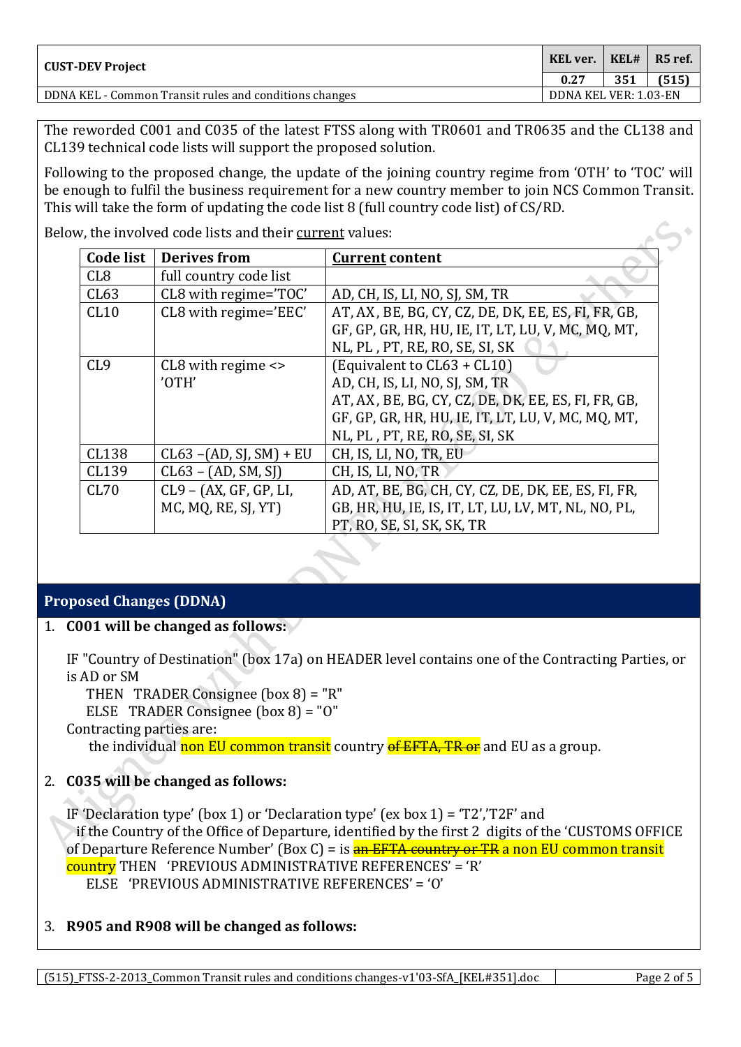The reworded C001 and C035 of the latest FTSS along with TR0601 and TR0635 and the CL138 and CL139 technical code lists will support the proposed solution.

Following to the proposed change, the update of the joining country regime from 'OTH' to 'TOC' will be enough to fulfil the business requirement for a new country member to join NCS Common Transit. This will take the form of updating the code list 8 (full country code list) of CS/RD.

Below, the involved code lists and their current values:

| Code list | Derives from | Current content |
|---|---|---|
| CL8 | full country code list | |
| CL63 | CL8 with regime='TOC' | AD, CH, IS, LI, NO, SJ, SM, TR |
| CL10 | CL8 with regime='EEC' | AT, AX, BE, BG, CY, CZ, DE, DK, EE, ES, FI, FR, GB, GF, GP, GR, HR, HU, IE, IT, LT, LU, V, MC, MQ, MT, NL, PL , PT, RE, RO, SE, SI, SK |
| CL9 | CL8 with regime <> 'OTH' | (Equivalent to CL63 + CL10) AD, CH, IS, LI, NO, SJ, SM, TR AT, AX, BE, BG, CY, CZ, DE, DK, EE, ES, FI, FR, GB, GF, GP, GR, HR, HU, IE, IT, LT, LU, V, MC, MQ, MT, NL, PL , PT, RE, RO, SE, SI, SK |
| CL138 | CL63 –(AD, SJ, SM) + EU | CH, IS, LI, NO, TR, EU |
| CL139 | CL63 – (AD, SM, SJ) | CH, IS, LI, NO, TR |
| CL70 | CL9 – (AX, GF, GP, LI, MC, MQ, RE, SJ, YT) | AD, AT, BE, BG, CH, CY, CZ, DE, DK, EE, ES, FI, FR, GB, HR, HU, IE, IS, IT, LT, LU, LV, MT, NL, NO, PL, PT, RO, SE, SI, SK, SK, TR |

## Proposed Changes (DDNA)

1. **C001 will be changed as follows:**

   IF "Country of Destination" (box 17a) on HEADER level contains one of the Contracting Parties, or is AD or SM
   THEN TRADER Consignee (box 8) = "R"
   ELSE TRADER Consignee (box 8) = "O"
   Contracting parties are:
   the individual non EU common transit country ~~of EFTA, TR or~~ and EU as a group.

2. **C035 will be changed as follows:**

   IF 'Declaration type' (box 1) or 'Declaration type' (ex box 1) = 'T2','T2F' and
   if the Country of the Office of Departure, identified by the first 2 digits of the 'CUSTOMS OFFICE of Departure Reference Number' (Box C) = is ~~an EFTA country or TR~~ a non EU common transit country THEN 'PREVIOUS ADMINISTRATIVE REFERENCES' = 'R'
   ELSE 'PREVIOUS ADMINISTRATIVE REFERENCES' = 'O'

3. **R905 and R908 will be changed as follows:**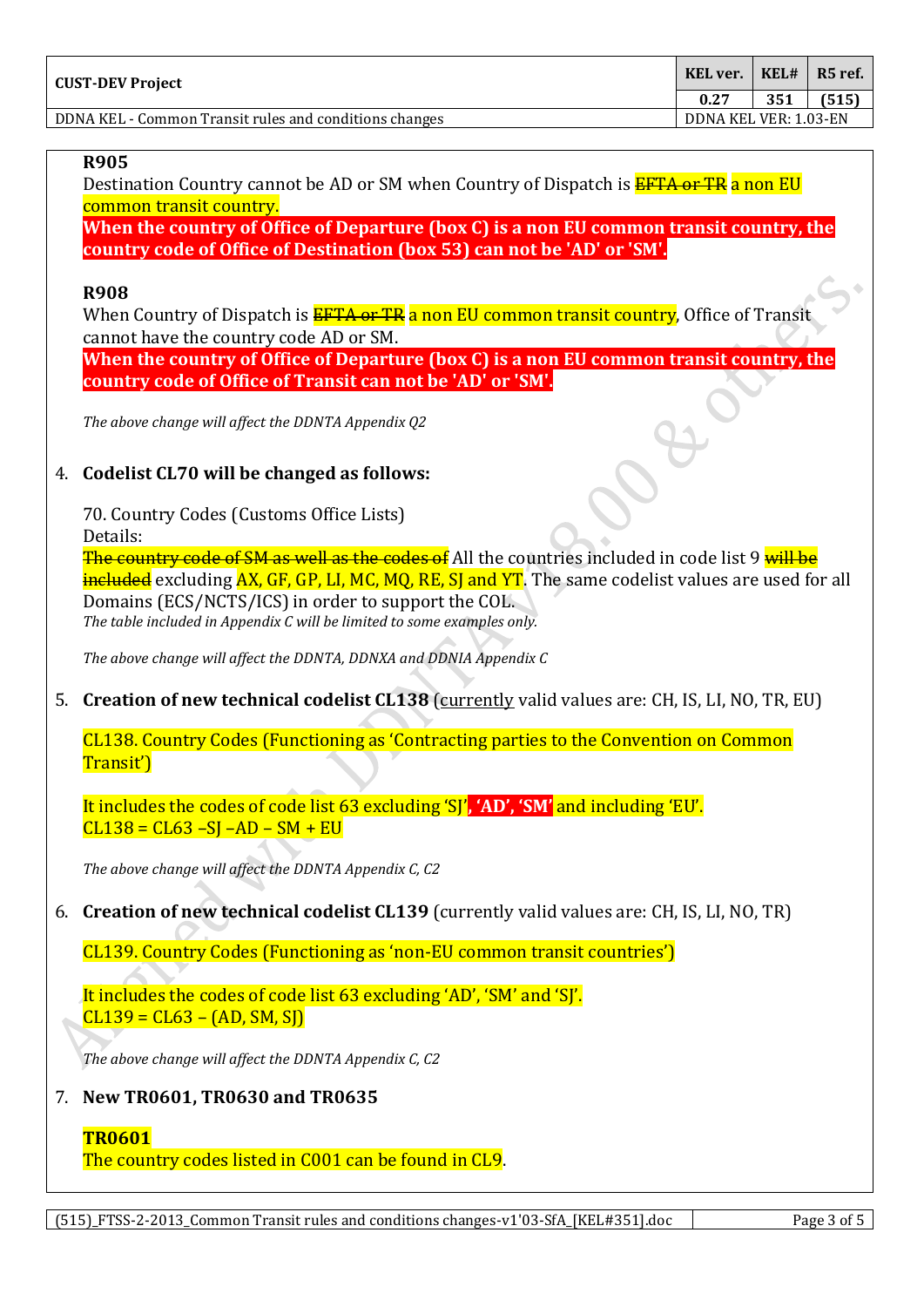**R905**

Destination Country cannot be AD or SM when Country of Dispatch is ~~EFTA or TR~~ a non EU common transit country.

**When the country of Office of Departure (box C) is a non EU common transit country, the country code of Office of Destination (box 53) can not be 'AD' or 'SM'.**

**R908**

When Country of Dispatch is ~~EFTA or TR~~ a non EU common transit country, Office of Transit cannot have the country code AD or SM.

**When the country of Office of Departure (box C) is a non EU common transit country, the country code of Office of Transit can not be 'AD' or 'SM'.**

*The above change will affect the DDNTA Appendix Q2*

4. **Codelist CL70 will be changed as follows:**

   70. Country Codes (Customs Office Lists)
   Details:
   ~~The country code of SM as well as the codes of~~ All the countries included in code list 9 ~~will be included~~ excluding AX, GF, GP, LI, MC, MQ, RE, SJ and YT. The same codelist values are used for all Domains (ECS/NCTS/ICS) in order to support the COL.
   *The table included in Appendix C will be limited to some examples only.*

   *The above change will affect the DDNTA, DDNXA and DDNIA Appendix C*

5. **Creation of new technical codelist CL138** (currently valid values are: CH, IS, LI, NO, TR, EU)

   CL138. Country Codes (Functioning as 'Contracting parties to the Convention on Common Transit')

   It includes the codes of code list 63 excluding 'SJ', **'AD', 'SM'** and including 'EU'.
   CL138 = CL63 –SJ –AD – SM + EU

   *The above change will affect the DDNTA Appendix C, C2*

6. **Creation of new technical codelist CL139** (currently valid values are: CH, IS, LI, NO, TR)

   CL139. Country Codes (Functioning as 'non-EU common transit countries')

   It includes the codes of code list 63 excluding 'AD', 'SM' and 'SJ'.
   CL139 = CL63 – (AD, SM, SJ)

   *The above change will affect the DDNTA Appendix C, C2*

7. **New TR0601, TR0630 and TR0635**

   **TR0601**
   The country codes listed in C001 can be found in CL9.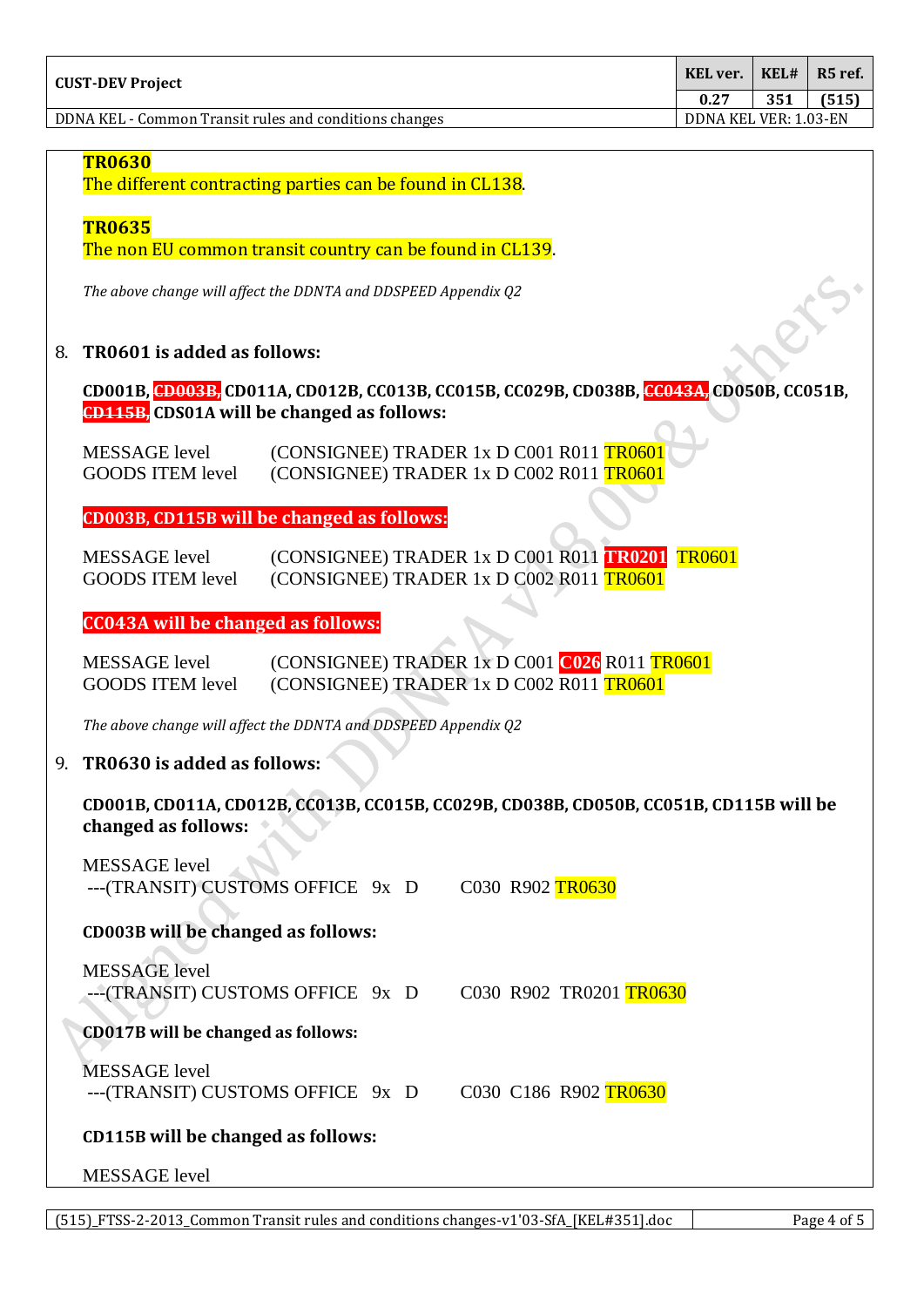**TR0630**

The different contracting parties can be found in CL138.

**TR0635**

The non EU common transit country can be found in CL139.

*The above change will affect the DDNTA and DDSPEED Appendix Q2*

8. **TR0601 is added as follows:**

**CD001B, ~~CD003B,~~ CD011A, CD012B, CC013B, CC015B, CC029B, CD038B, ~~CC043A,~~ CD050B, CC051B, ~~CD115B,~~ CDS01A will be changed as follows:**

MESSAGE level (CONSIGNEE) TRADER 1x D C001 R011 TR0601
GOODS ITEM level (CONSIGNEE) TRADER 1x D C002 R011 TR0601

**CD003B, CD115B will be changed as follows:**

MESSAGE level (CONSIGNEE) TRADER 1x D C001 R011 TR0201 TR0601
GOODS ITEM level (CONSIGNEE) TRADER 1x D C002 R011 TR0601

**CC043A will be changed as follows:**

MESSAGE level (CONSIGNEE) TRADER 1x D C001 C026 R011 TR0601
GOODS ITEM level (CONSIGNEE) TRADER 1x D C002 R011 TR0601

*The above change will affect the DDNTA and DDSPEED Appendix Q2*

9. **TR0630 is added as follows:**

**CD001B, CD011A, CD012B, CC013B, CC015B, CC029B, CD038B, CD050B, CC051B, CD115B will be changed as follows:**

MESSAGE level
---(TRANSIT) CUSTOMS OFFICE 9x D C030 R902 TR0630

**CD003B will be changed as follows:**

MESSAGE level
---(TRANSIT) CUSTOMS OFFICE 9x D C030 R902 TR0201 TR0630

**CD017B will be changed as follows:**

MESSAGE level
---(TRANSIT) CUSTOMS OFFICE 9x D C030 C186 R902 TR0630

**CD115B will be changed as follows:**

MESSAGE level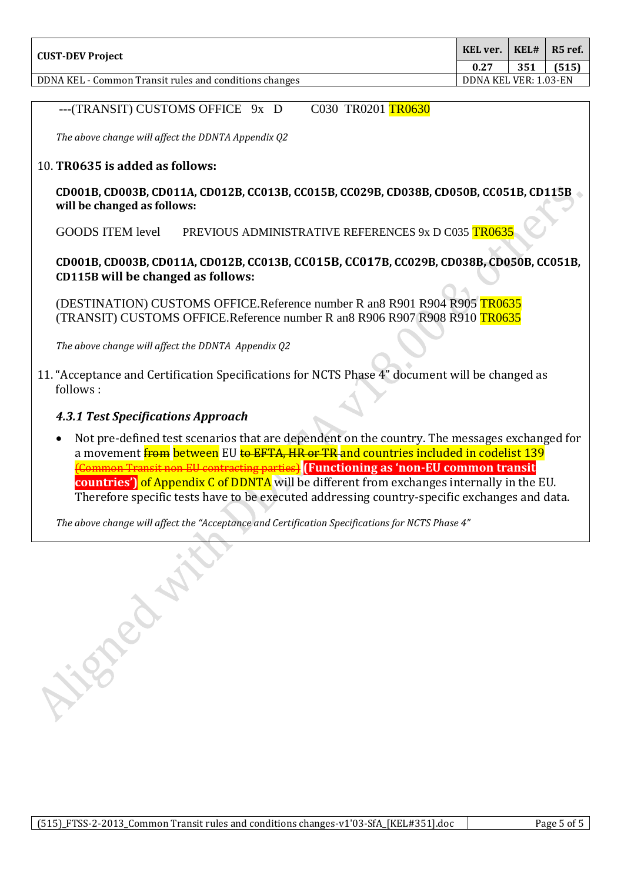---(TRANSIT) CUSTOMS OFFICE 9x D C030 TR0201 TR0630

*The above change will affect the DDNTA Appendix Q2*

10. **TR0635 is added as follows:**

**CD001B, CD003B, CD011A, CD012B, CC013B, CC015B, CC029B, CD038B, CD050B, CC051B, CD115B will be changed as follows:**

GOODS ITEM level PREVIOUS ADMINISTRATIVE REFERENCES 9x D C035 TR0635

**CD001B, CD003B, CD011A, CD012B, CC013B, CC015B, CC017B, CC029B, CD038B, CD050B, CC051B, CD115B will be changed as follows:**

(DESTINATION) CUSTOMS OFFICE.Reference number R an8 R901 R904 R905 TR0635
(TRANSIT) CUSTOMS OFFICE.Reference number R an8 R906 R907 R908 R910 TR0635

*The above change will affect the DDNTA Appendix Q2*

11. "Acceptance and Certification Specifications for NCTS Phase 4" document will be changed as follows :

### *4.3.1 Test Specifications Approach*

- Not pre-defined test scenarios that are dependent on the country. The messages exchanged for a movement ~~from~~ between EU ~~to EFTA, HR or TR~~ and countries included in codelist 139 ~~(Common Transit non EU contracting parties)~~ **(Functioning as 'non-EU common transit countries')** of Appendix C of DDNTA will be different from exchanges internally in the EU. Therefore specific tests have to be executed addressing country-specific exchanges and data.

*The above change will affect the "Acceptance and Certification Specifications for NCTS Phase 4"*